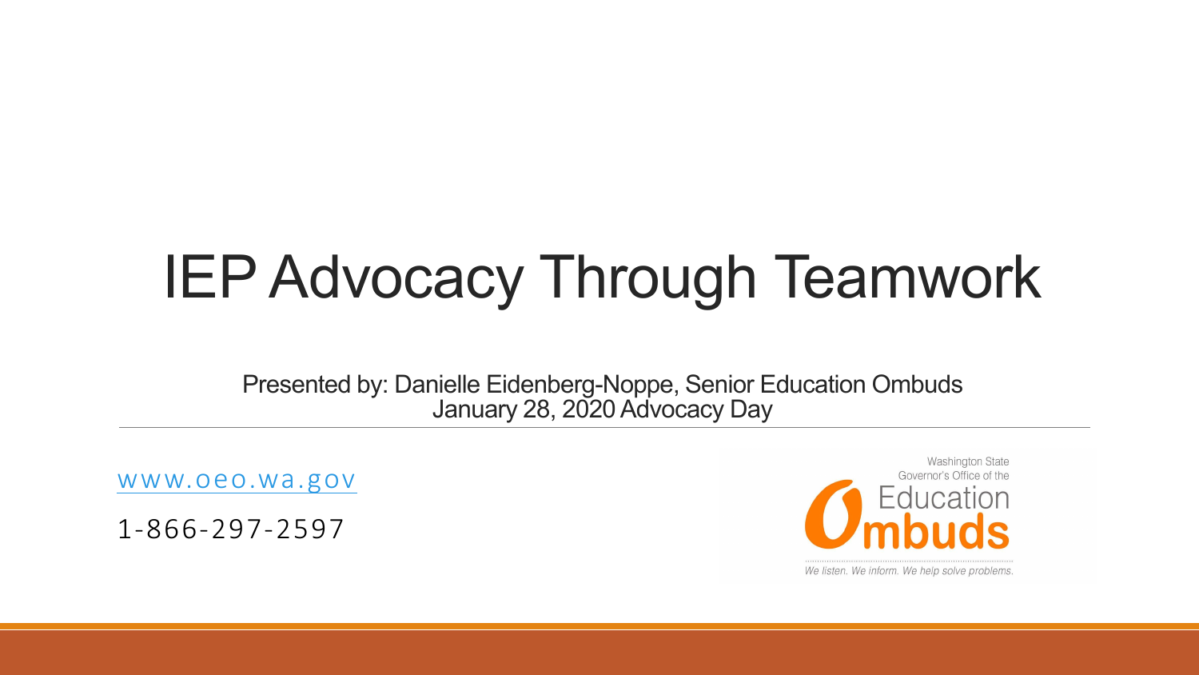# IEP Advocacy Through Teamwork

Presented by: Danielle Eidenberg-Noppe, Senior Education Ombuds
January 28, 2020 Advocacy Day

www.oeo.wa.gov

1-866-297-2597

Washington State
Governor's Office of the
Education
Ombuds

*We listen. We inform. We help solve problems.*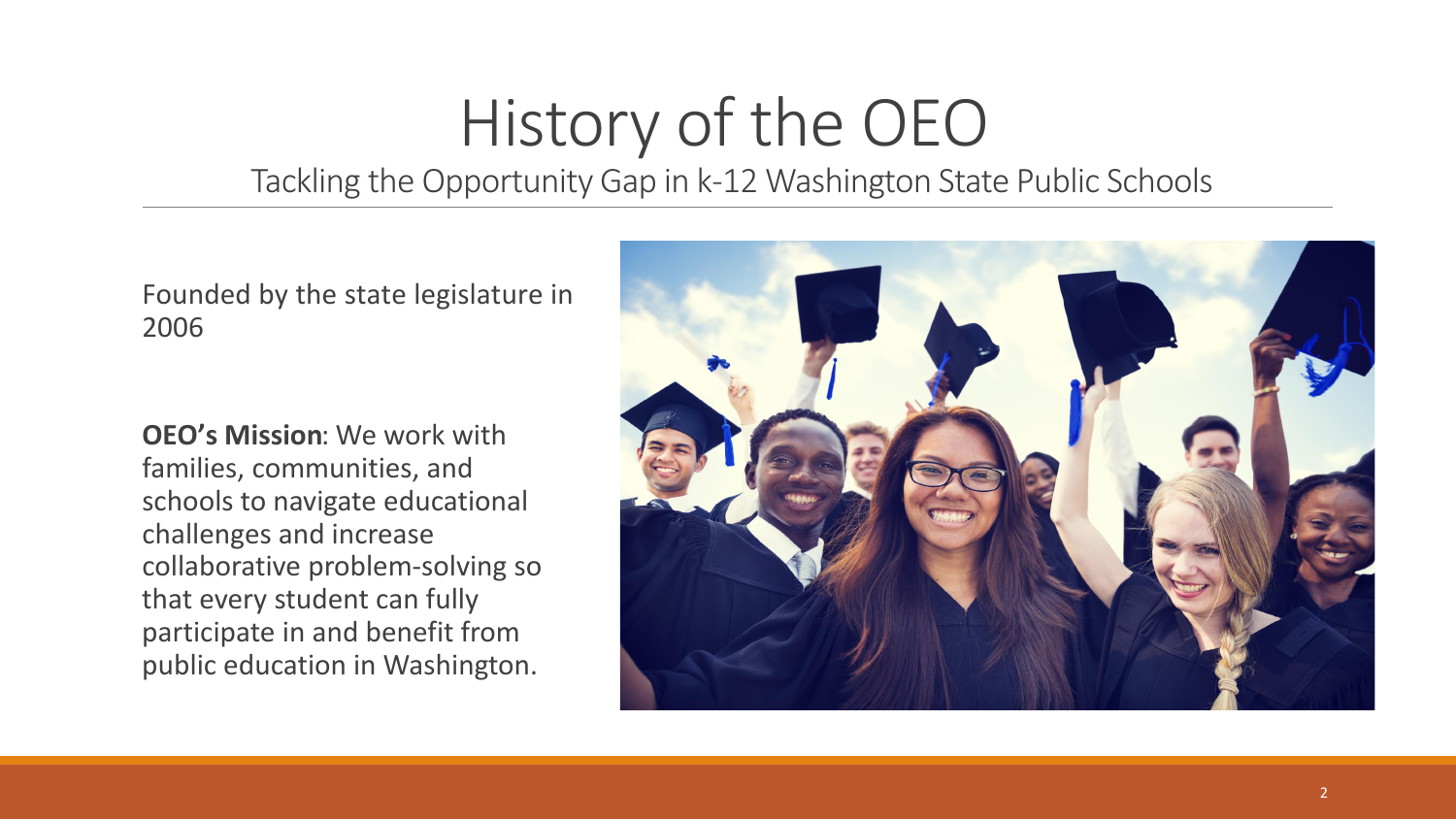# History of the OEO

## Tackling the Opportunity Gap in k-12 Washington State Public Schools

Founded by the state legislature in 2006

**OEO's Mission**: We work with families, communities, and schools to navigate educational challenges and increase collaborative problem-solving so that every student can fully participate in and benefit from public education in Washington.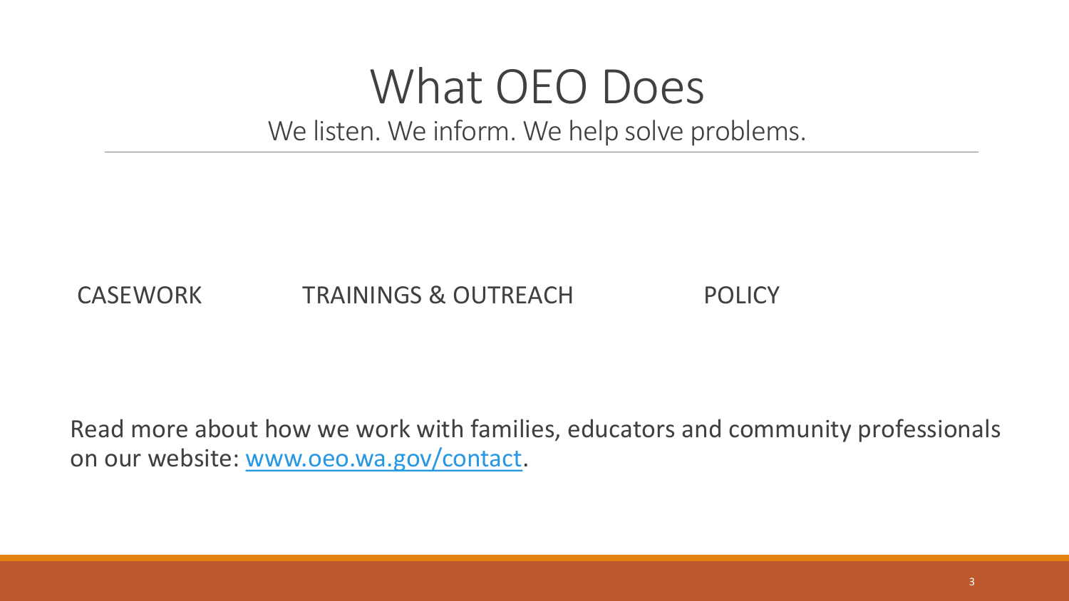# What OEO Does

We listen. We inform. We help solve problems.

CASEWORK

TRAININGS & OUTREACH

POLICY

Read more about how we work with families, educators and community professionals on our website: [www.oeo.wa.gov/contact](http://www.oeo.wa.gov/contact).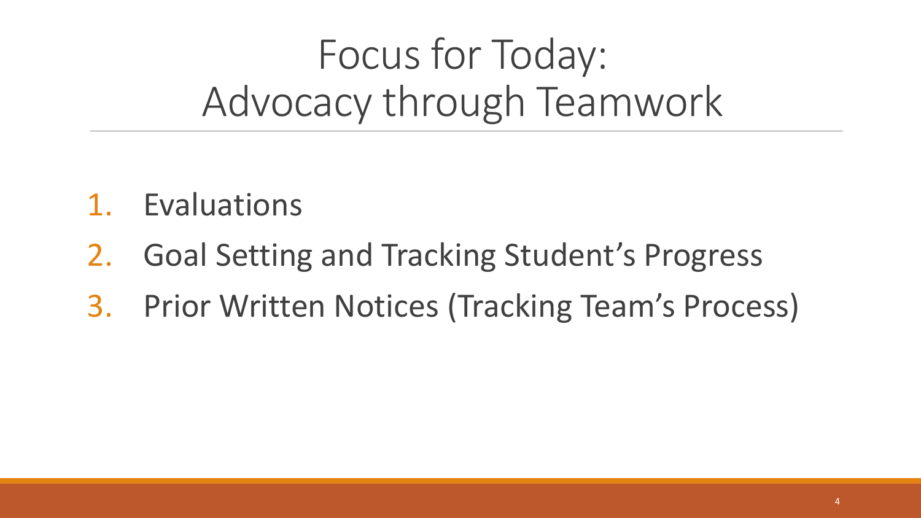# Focus for Today:
# Advocacy through Teamwork

1. Evaluations
2. Goal Setting and Tracking Student's Progress
3. Prior Written Notices (Tracking Team's Process)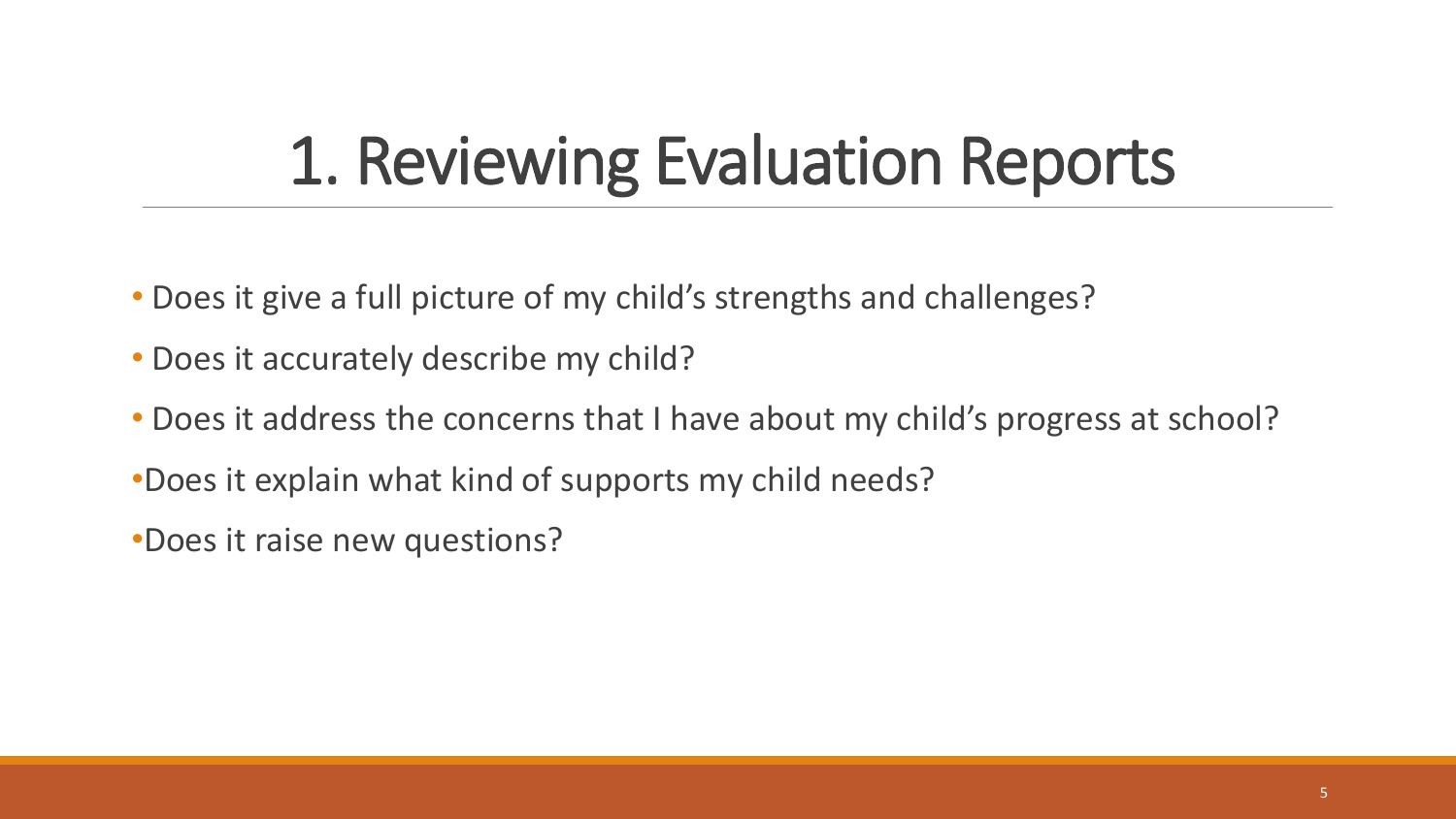# 1. Reviewing Evaluation Reports

- Does it give a full picture of my child's strengths and challenges?
- Does it accurately describe my child?
- Does it address the concerns that I have about my child's progress at school?
- Does it explain what kind of supports my child needs?
- Does it raise new questions?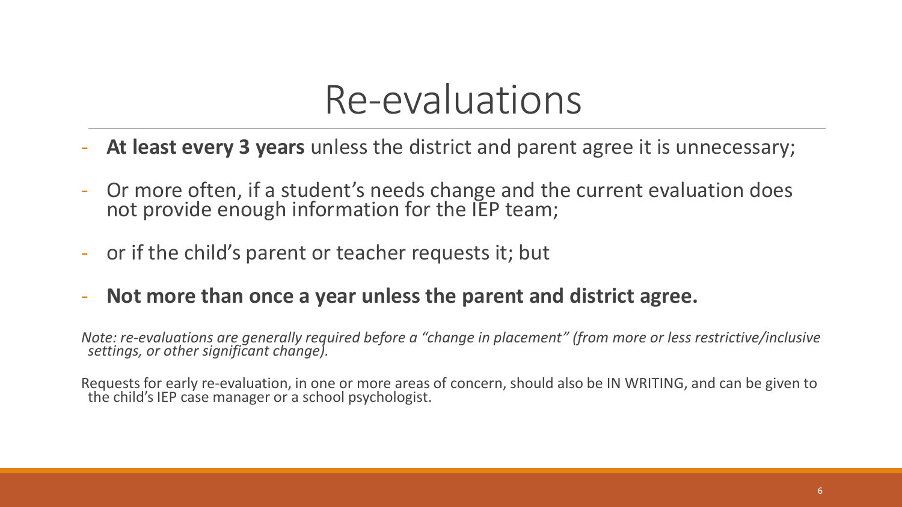# Re-evaluations

- **At least every 3 years** unless the district and parent agree it is unnecessary;
- Or more often, if a student's needs change and the current evaluation does not provide enough information for the IEP team;
- or if the child's parent or teacher requests it; but
- **Not more than once a year unless the parent and district agree.**

*Note: re-evaluations are generally required before a "change in placement" (from more or less restrictive/inclusive settings, or other significant change).*

Requests for early re-evaluation, in one or more areas of concern, should also be IN WRITING, and can be given to the child's IEP case manager or a school psychologist.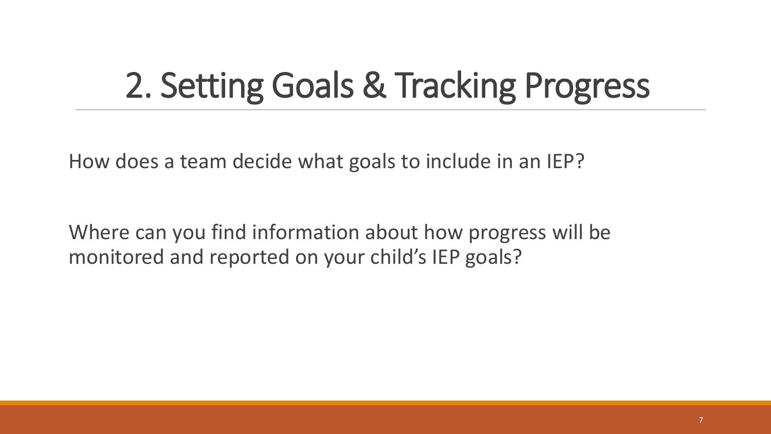# 2. Setting Goals & Tracking Progress

How does a team decide what goals to include in an IEP?

Where can you find information about how progress will be monitored and reported on your child's IEP goals?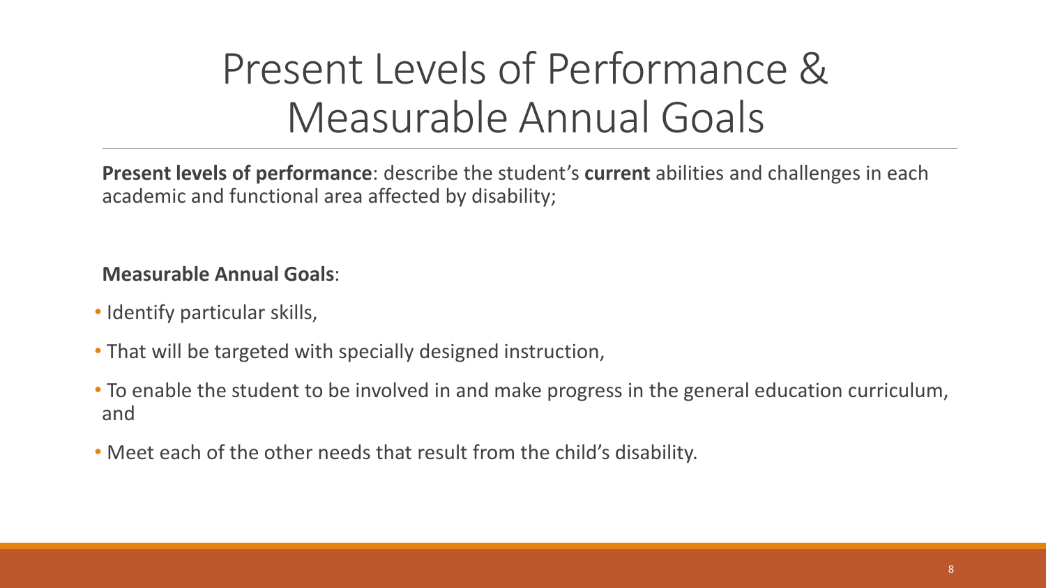# Present Levels of Performance & Measurable Annual Goals

**Present levels of performance**: describe the student's **current** abilities and challenges in each academic and functional area affected by disability;

**Measurable Annual Goals**:

- Identify particular skills,
- That will be targeted with specially designed instruction,
- To enable the student to be involved in and make progress in the general education curriculum, and
- Meet each of the other needs that result from the child's disability.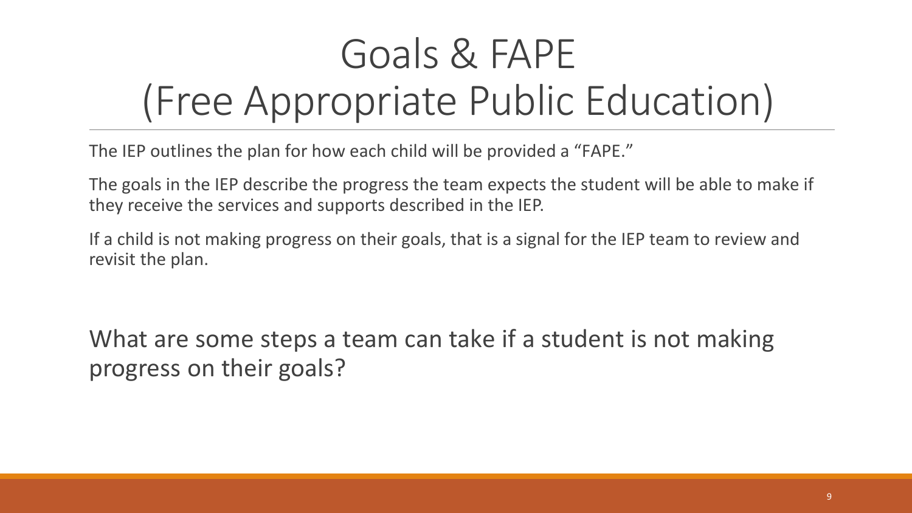# Goals & FAPE (Free Appropriate Public Education)

The IEP outlines the plan for how each child will be provided a "FAPE."

The goals in the IEP describe the progress the team expects the student will be able to make if they receive the services and supports described in the IEP.

If a child is not making progress on their goals, that is a signal for the IEP team to review and revisit the plan.

What are some steps a team can take if a student is not making progress on their goals?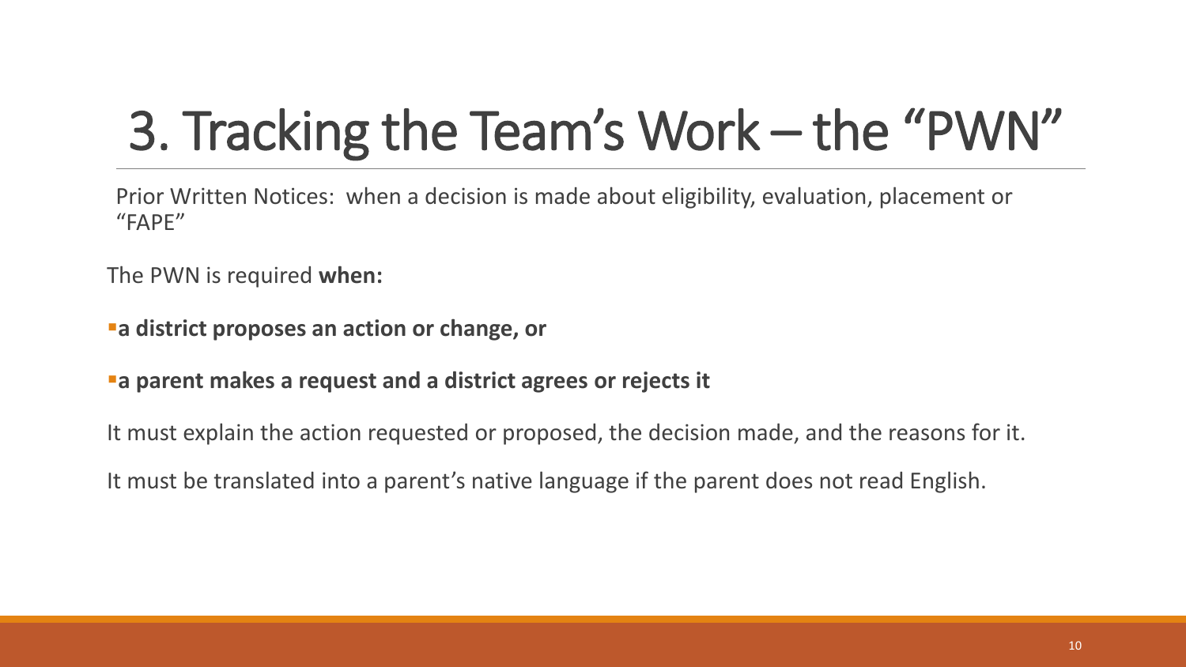# 3. Tracking the Team's Work – the "PWN"

Prior Written Notices: when a decision is made about eligibility, evaluation, placement or "FAPE"

The PWN is required **when:**

- **a district proposes an action or change, or**
- **a parent makes a request and a district agrees or rejects it**

It must explain the action requested or proposed, the decision made, and the reasons for it.

It must be translated into a parent's native language if the parent does not read English.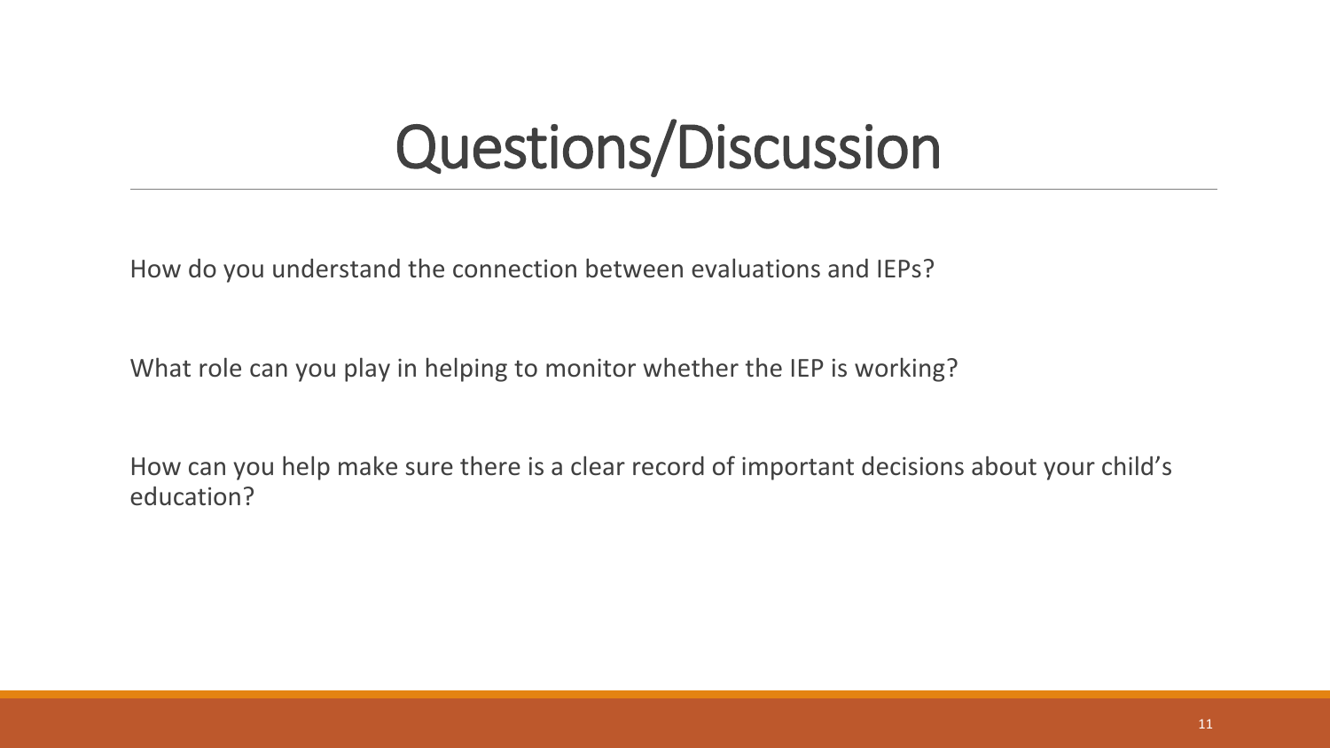# Questions/Discussion

How do you understand the connection between evaluations and IEPs?

What role can you play in helping to monitor whether the IEP is working?

How can you help make sure there is a clear record of important decisions about your child's education?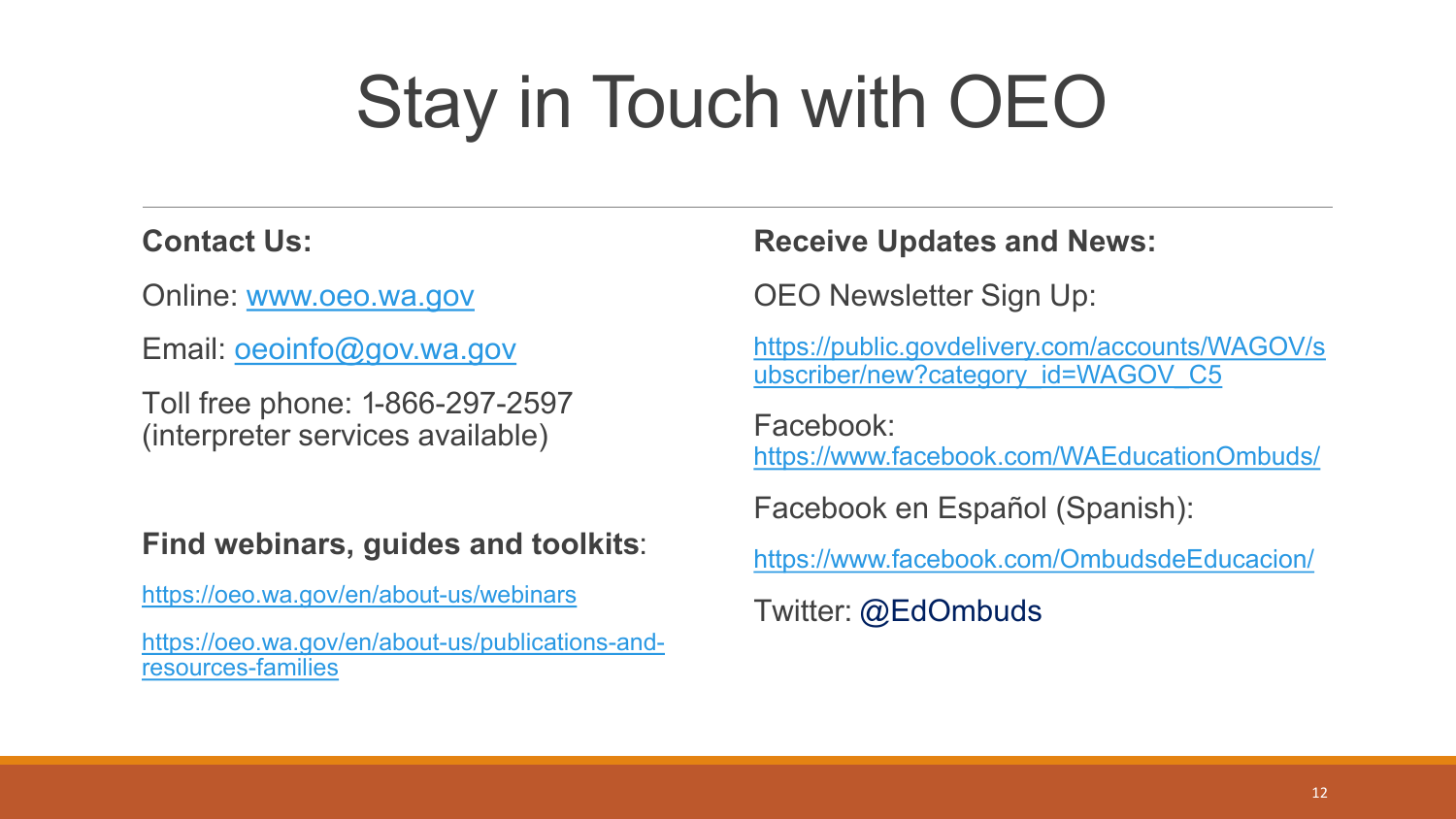# Stay in Touch with OEO

**Contact Us:**

Online: www.oeo.wa.gov

Email: oeoinfo@gov.wa.gov

Toll free phone: 1-866-297-2597 (interpreter services available)

**Find webinars, guides and toolkits**:

https://oeo.wa.gov/en/about-us/webinars

https://oeo.wa.gov/en/about-us/publications-and-resources-families

**Receive Updates and News:**

OEO Newsletter Sign Up:

https://public.govdelivery.com/accounts/WAGOV/subscriber/new?category_id=WAGOV_C5

Facebook: https://www.facebook.com/WAEducationOmbuds/

Facebook en Español (Spanish):

https://www.facebook.com/OmbudsdeEducacion/

Twitter: @EdOmbuds